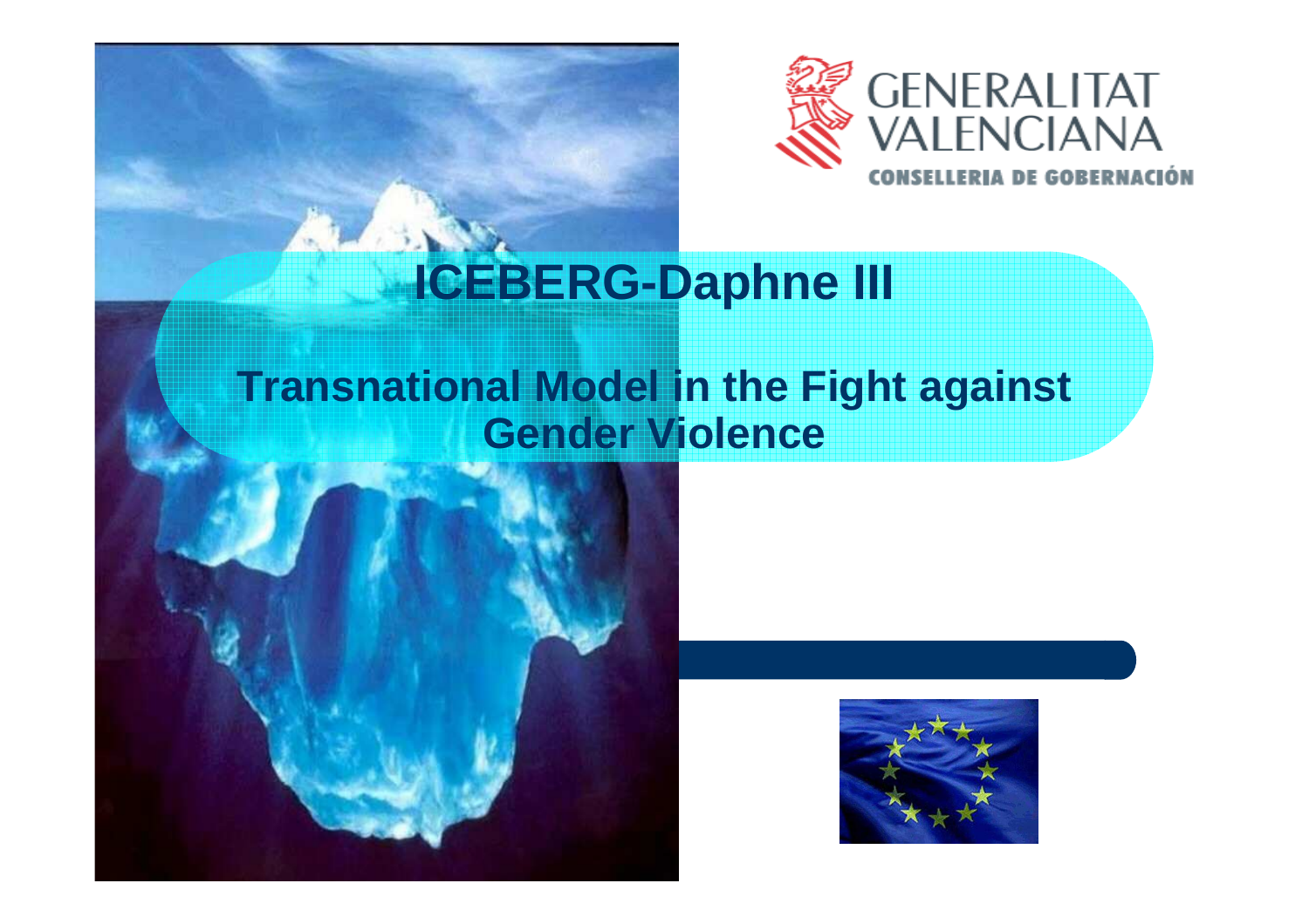GENERALITAT VALENCIANA

CONSELLERIA DE GOBERNACIÓN

# ICEBERG-Daphne III

## Transnational Model in the Fight against Gender Violence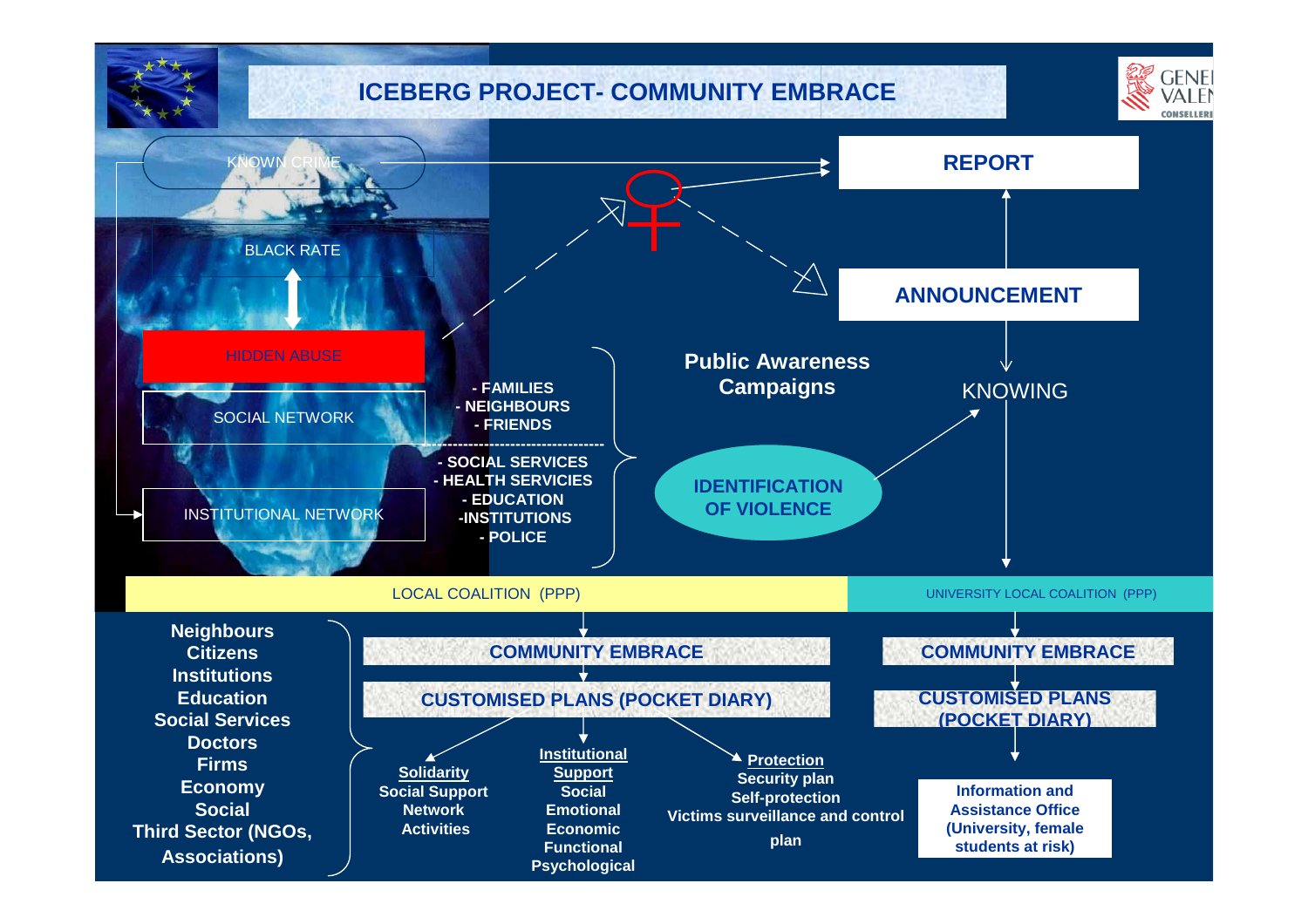# ICEBERG PROJECT- COMMUNITY EMBRACE

KNOWN CRIME

BLACK RATE

HIDDEN ABUSE

SOCIAL NETWORK

INSTITUTIONAL NETWORK

- FAMILIES
- NEIGHBOURS
- FRIENDS

- SOCIAL SERVICES
- HEALTH SERVICIES
- EDUCATION
- INSTITUTIONS
- POLICE

REPORT

ANNOUNCEMENT

Public Awareness Campaigns

KNOWING

IDENTIFICATION OF VIOLENCE

LOCAL COALITION (PPP)

UNIVERSITY LOCAL COALITION (PPP)

Neighbours
Citizens
Institutions
Education
Social Services
Doctors
Firms
Economy
Social
Third Sector (NGOs, Associations)

COMMUNITY EMBRACE

CUSTOMISED PLANS (POCKET DIARY)

**Solidarity**
Social Support Network
Activities

**Institutional Support**
Social
Emotional
Economic
Functional
Psychological

**Protection**
Security plan
Self-protection
Victims surveillance and control plan

COMMUNITY EMBRACE

CUSTOMISED PLANS (POCKET DIARY)

Information and Assistance Office (University, female students at risk)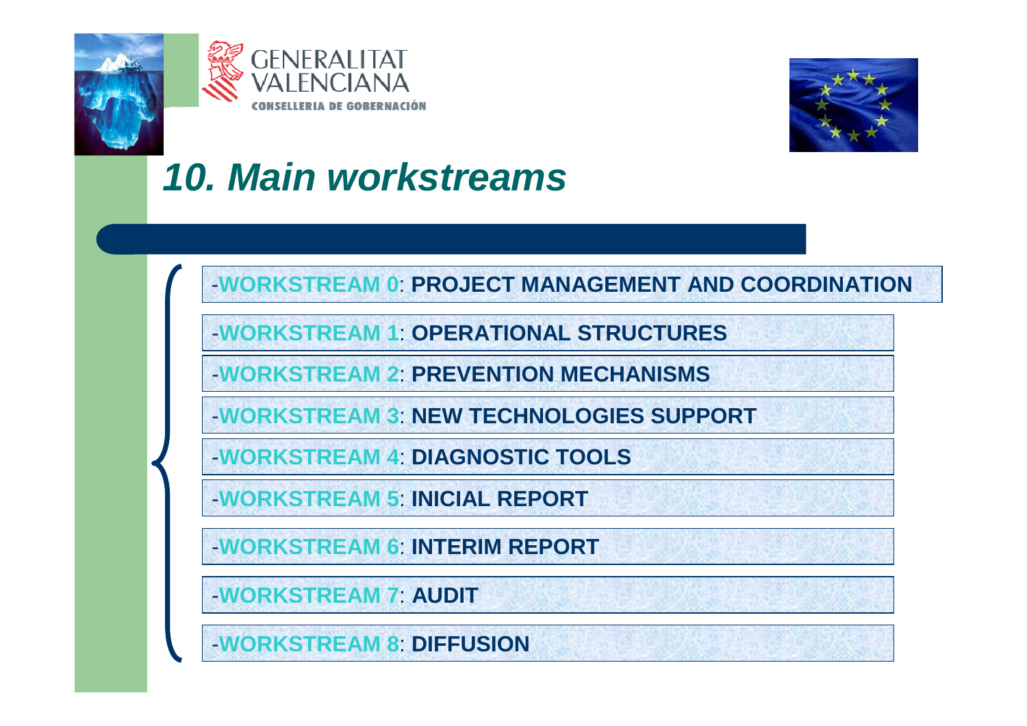GENERALITAT VALENCIANA

CONSELLERIA DE GOBERNACIÓN

# *10. Main workstreams*

- **WORKSTREAM 0: PROJECT MANAGEMENT AND COORDINATION**
- **WORKSTREAM 1: OPERATIONAL STRUCTURES**
- **WORKSTREAM 2: PREVENTION MECHANISMS**
- **WORKSTREAM 3: NEW TECHNOLOGIES SUPPORT**
- **WORKSTREAM 4: DIAGNOSTIC TOOLS**
- **WORKSTREAM 5: INICIAL REPORT**
- **WORKSTREAM 6: INTERIM REPORT**
- **WORKSTREAM 7: AUDIT**
- **WORKSTREAM 8: DIFFUSION**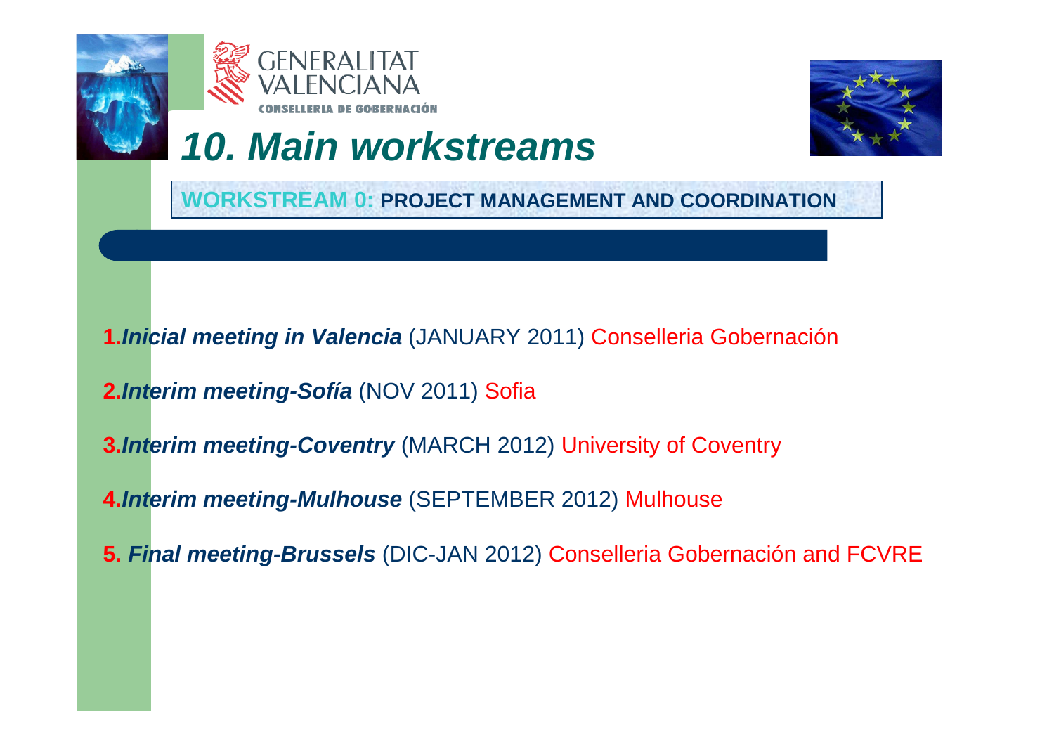GENERALITAT VALENCIANA
CONSELLERIA DE GOBERNACIÓN

# 10. Main workstreams

**WORKSTREAM 0: PROJECT MANAGEMENT AND COORDINATION**

**1.** ***Inicial meeting in Valencia*** (JANUARY 2011) Conselleria Gobernación

**2.** ***Interim meeting-Sofía*** (NOV 2011) Sofia

**3.** ***Interim meeting-Coventry*** (MARCH 2012) University of Coventry

**4.** ***Interim meeting-Mulhouse*** (SEPTEMBER 2012) Mulhouse

**5.** ***Final meeting-Brussels*** (DIC-JAN 2012) Conselleria Gobernación and FCVRE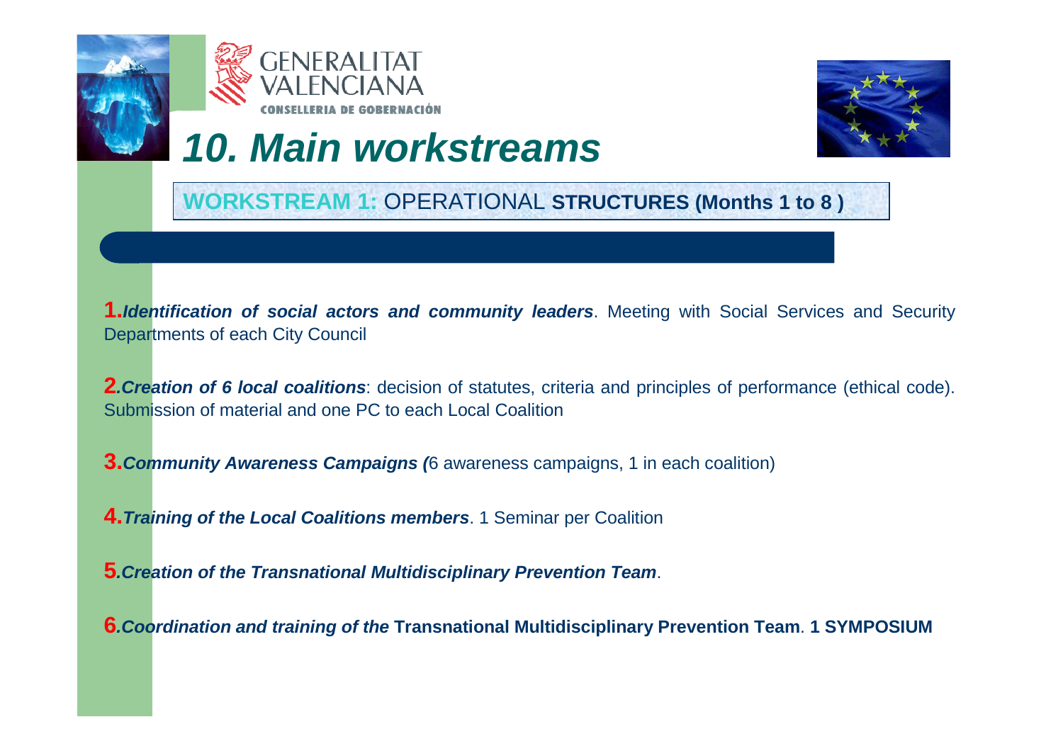GENERALITAT VALENCIANA
CONSELLERIA DE GOBERNACIÓN

# 10. Main workstreams

## WORKSTREAM 1: OPERATIONAL STRUCTURES (Months 1 to 8 )

**1.** ***Identification of social actors and community leaders***. Meeting with Social Services and Security Departments of each City Council

**2.** ***Creation of 6 local coalitions***: decision of statutes, criteria and principles of performance (ethical code). Submission of material and one PC to each Local Coalition

**3.** ***Community Awareness Campaigns (***6 awareness campaigns, 1 in each coalition)

**4.** ***Training of the Local Coalitions members***. 1 Seminar per Coalition

**5.** ***Creation of the Transnational Multidisciplinary Prevention Team***.

**6.** ***Coordination and training of the*** **Transnational Multidisciplinary Prevention Team**. **1 SYMPOSIUM**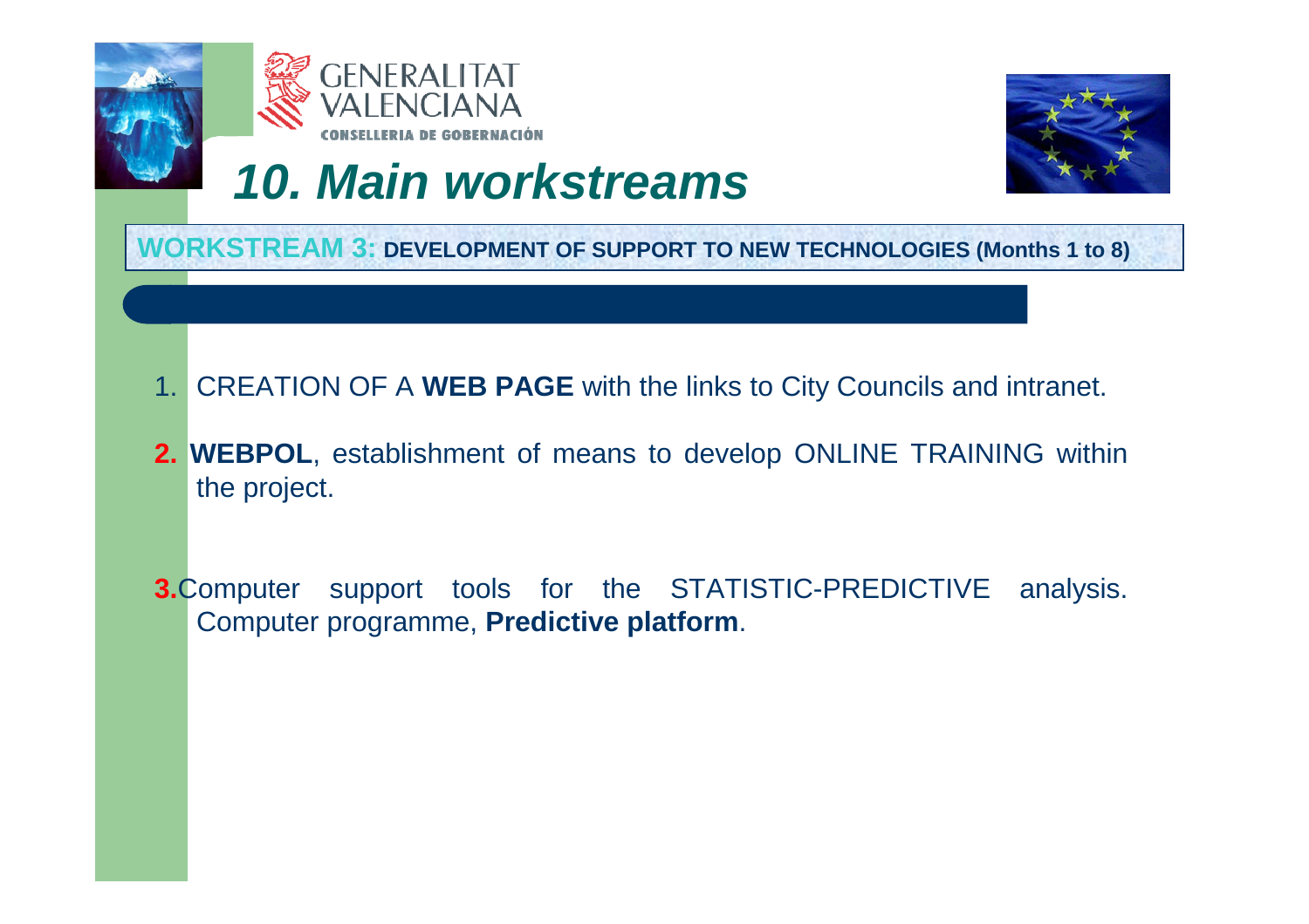GENERALITAT VALENCIANA

CONSELLERIA DE GOBERNACIÓN

# *10. Main workstreams*

**WORKSTREAM 3: DEVELOPMENT OF SUPPORT TO NEW TECHNOLOGIES (Months 1 to 8)**

1. CREATION OF A **WEB PAGE** with the links to City Councils and intranet.
2. **WEBPOL**, establishment of means to develop ONLINE TRAINING within the project.
3. Computer support tools for the STATISTIC-PREDICTIVE analysis. Computer programme, **Predictive platform**.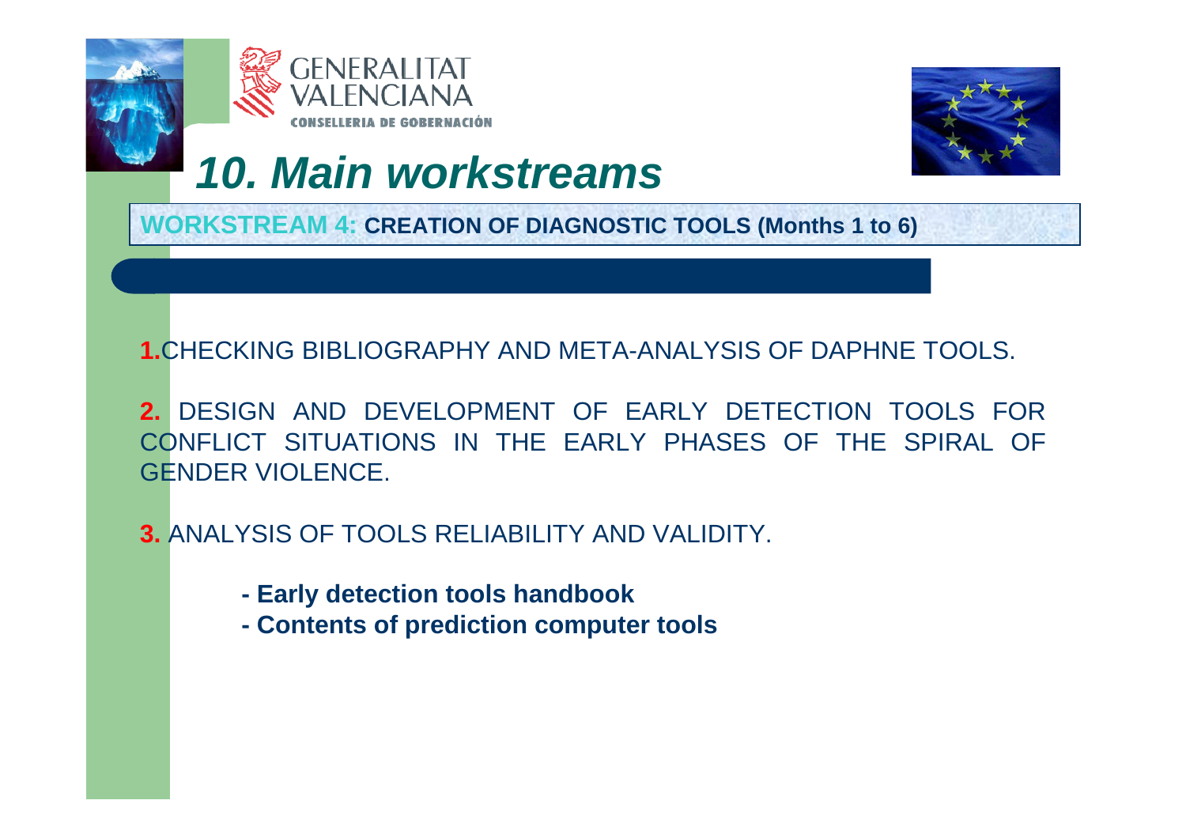# 10. Main workstreams

**WORKSTREAM 4: CREATION OF DIAGNOSTIC TOOLS (Months 1 to 6)**

**1.** CHECKING BIBLIOGRAPHY AND META-ANALYSIS OF DAPHNE TOOLS.

**2.** DESIGN AND DEVELOPMENT OF EARLY DETECTION TOOLS FOR CONFLICT SITUATIONS IN THE EARLY PHASES OF THE SPIRAL OF GENDER VIOLENCE.

**3.** ANALYSIS OF TOOLS RELIABILITY AND VALIDITY.

- **Early detection tools handbook**
- **Contents of prediction computer tools**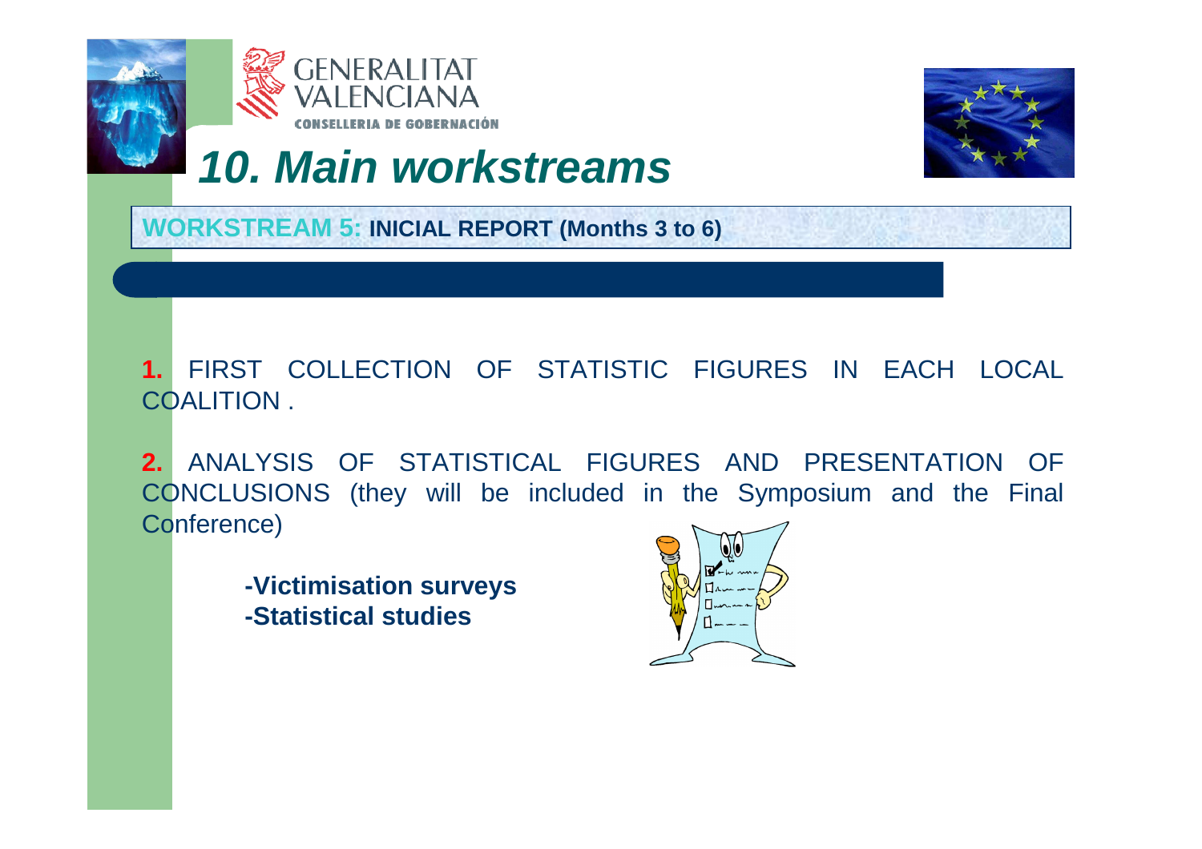GENERALITAT VALENCIANA

CONSELLERIA DE GOBERNACIÓN

# 10. Main workstreams

**WORKSTREAM 5: INICIAL REPORT (Months 3 to 6)**

**1.** FIRST COLLECTION OF STATISTIC FIGURES IN EACH LOCAL COALITION .

**2.** ANALYSIS OF STATISTICAL FIGURES AND PRESENTATION OF CONCLUSIONS (they will be included in the Symposium and the Final Conference)

**-Victimisation surveys**
**-Statistical studies**